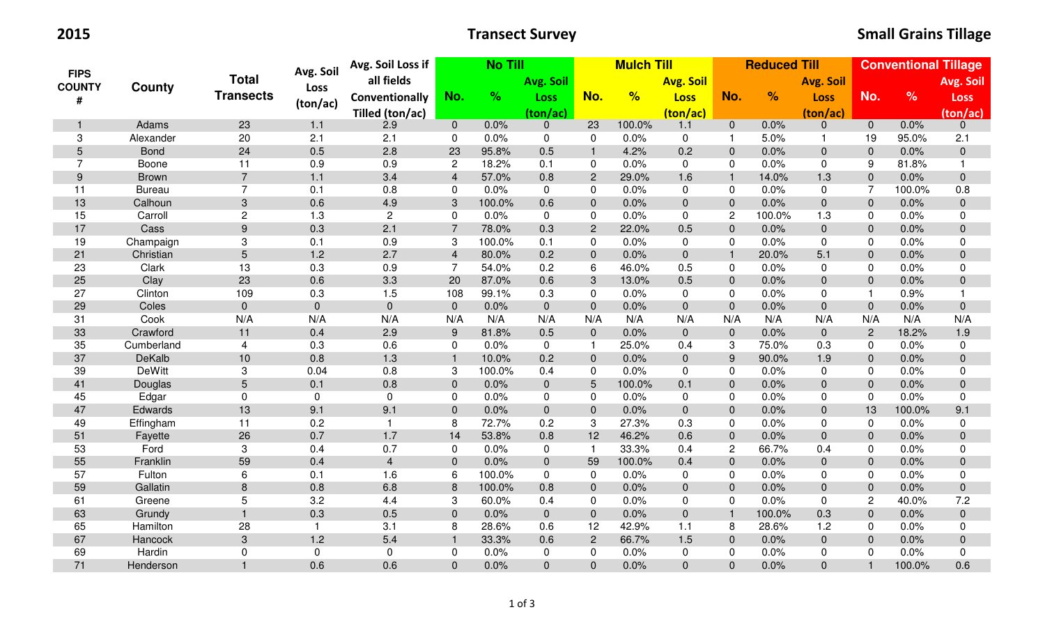**2015** **Transect Survey** **Small Grains Tillage**

| FIPS COUNTY # | County | Total Transects | Avg. Soil Loss (ton/ac) | Avg. Soil Loss if all fields Conventionally Tilled (ton/ac) | No Till | | | Mulch Till | | | Reduced Till | | | Conventional Tillage | | |
|---|---|---|---|---|---|---|---|---|---|---|---|---|---|---|---|---|
| | | | | | No. | % | Avg. Soil Loss (ton/ac) | No. | % | Avg. Soil Loss (ton/ac) | No. | % | Avg. Soil Loss (ton/ac) | No. | % | Avg. Soil Loss (ton/ac) |
| 1 | Adams | 23 | 1.1 | 2.9 | 0 | 0.0% | 0 | 23 | 100.0% | 1.1 | 0 | 0.0% | 0 | 0 | 0.0% | 0 |
| 3 | Alexander | 20 | 2.1 | 2.1 | 0 | 0.0% | 0 | 0 | 0.0% | 0 | 1 | 5.0% | 1 | 19 | 95.0% | 2.1 |
| 5 | Bond | 24 | 0.5 | 2.8 | 23 | 95.8% | 0.5 | 1 | 4.2% | 0.2 | 0 | 0.0% | 0 | 0 | 0.0% | 0 |
| 7 | Boone | 11 | 0.9 | 0.9 | 2 | 18.2% | 0.1 | 0 | 0.0% | 0 | 0 | 0.0% | 0 | 9 | 81.8% | 1 |
| 9 | Brown | 7 | 1.1 | 3.4 | 4 | 57.0% | 0.8 | 2 | 29.0% | 1.6 | 1 | 14.0% | 1.3 | 0 | 0.0% | 0 |
| 11 | Bureau | 7 | 0.1 | 0.8 | 0 | 0.0% | 0 | 0 | 0.0% | 0 | 0 | 0.0% | 0 | 7 | 100.0% | 0.8 |
| 13 | Calhoun | 3 | 0.6 | 4.9 | 3 | 100.0% | 0.6 | 0 | 0.0% | 0 | 0 | 0.0% | 0 | 0 | 0.0% | 0 |
| 15 | Carroll | 2 | 1.3 | 2 | 0 | 0.0% | 0 | 0 | 0.0% | 0 | 2 | 100.0% | 1.3 | 0 | 0.0% | 0 |
| 17 | Cass | 9 | 0.3 | 2.1 | 7 | 78.0% | 0.3 | 2 | 22.0% | 0.5 | 0 | 0.0% | 0 | 0 | 0.0% | 0 |
| 19 | Champaign | 3 | 0.1 | 0.9 | 3 | 100.0% | 0.1 | 0 | 0.0% | 0 | 0 | 0.0% | 0 | 0 | 0.0% | 0 |
| 21 | Christian | 5 | 1.2 | 2.7 | 4 | 80.0% | 0.2 | 0 | 0.0% | 0 | 1 | 20.0% | 5.1 | 0 | 0.0% | 0 |
| 23 | Clark | 13 | 0.3 | 0.9 | 7 | 54.0% | 0.2 | 6 | 46.0% | 0.5 | 0 | 0.0% | 0 | 0 | 0.0% | 0 |
| 25 | Clay | 23 | 0.6 | 3.3 | 20 | 87.0% | 0.6 | 3 | 13.0% | 0.5 | 0 | 0.0% | 0 | 0 | 0.0% | 0 |
| 27 | Clinton | 109 | 0.3 | 1.5 | 108 | 99.1% | 0.3 | 0 | 0.0% | 0 | 0 | 0.0% | 0 | 1 | 0.9% | 1 |
| 29 | Coles | 0 | 0 | 0 | 0 | 0.0% | 0 | 0 | 0.0% | 0 | 0 | 0.0% | 0 | 0 | 0.0% | 0 |
| 31 | Cook | N/A | N/A | N/A | N/A | N/A | N/A | N/A | N/A | N/A | N/A | N/A | N/A | N/A | N/A | N/A |
| 33 | Crawford | 11 | 0.4 | 2.9 | 9 | 81.8% | 0.5 | 0 | 0.0% | 0 | 0 | 0.0% | 0 | 2 | 18.2% | 1.9 |
| 35 | Cumberland | 4 | 0.3 | 0.6 | 0 | 0.0% | 0 | 1 | 25.0% | 0.4 | 3 | 75.0% | 0.3 | 0 | 0.0% | 0 |
| 37 | DeKalb | 10 | 0.8 | 1.3 | 1 | 10.0% | 0.2 | 0 | 0.0% | 0 | 9 | 90.0% | 1.9 | 0 | 0.0% | 0 |
| 39 | DeWitt | 3 | 0.04 | 0.8 | 3 | 100.0% | 0.4 | 0 | 0.0% | 0 | 0 | 0.0% | 0 | 0 | 0.0% | 0 |
| 41 | Douglas | 5 | 0.1 | 0.8 | 0 | 0.0% | 0 | 5 | 100.0% | 0.1 | 0 | 0.0% | 0 | 0 | 0.0% | 0 |
| 45 | Edgar | 0 | 0 | 0 | 0 | 0.0% | 0 | 0 | 0.0% | 0 | 0 | 0.0% | 0 | 0 | 0.0% | 0 |
| 47 | Edwards | 13 | 9.1 | 9.1 | 0 | 0.0% | 0 | 0 | 0.0% | 0 | 0 | 0.0% | 0 | 13 | 100.0% | 9.1 |
| 49 | Effingham | 11 | 0.2 | 1 | 8 | 72.7% | 0.2 | 3 | 27.3% | 0.3 | 0 | 0.0% | 0 | 0 | 0.0% | 0 |
| 51 | Fayette | 26 | 0.7 | 1.7 | 14 | 53.8% | 0.8 | 12 | 46.2% | 0.6 | 0 | 0.0% | 0 | 0 | 0.0% | 0 |
| 53 | Ford | 3 | 0.4 | 0.7 | 0 | 0.0% | 0 | 1 | 33.3% | 0.4 | 2 | 66.7% | 0.4 | 0 | 0.0% | 0 |
| 55 | Franklin | 59 | 0.4 | 4 | 0 | 0.0% | 0 | 59 | 100.0% | 0.4 | 0 | 0.0% | 0 | 0 | 0.0% | 0 |
| 57 | Fulton | 6 | 0.1 | 1.6 | 6 | 100.0% | 0 | 0 | 0.0% | 0 | 0 | 0.0% | 0 | 0 | 0.0% | 0 |
| 59 | Gallatin | 8 | 0.8 | 6.8 | 8 | 100.0% | 0.8 | 0 | 0.0% | 0 | 0 | 0.0% | 0 | 0 | 0.0% | 0 |
| 61 | Greene | 5 | 3.2 | 4.4 | 3 | 60.0% | 0.4 | 0 | 0.0% | 0 | 0 | 0.0% | 0 | 2 | 40.0% | 7.2 |
| 63 | Grundy | 1 | 0.3 | 0.5 | 0 | 0.0% | 0 | 0 | 0.0% | 0 | 1 | 100.0% | 0.3 | 0 | 0.0% | 0 |
| 65 | Hamilton | 28 | 1 | 3.1 | 8 | 28.6% | 0.6 | 12 | 42.9% | 1.1 | 8 | 28.6% | 1.2 | 0 | 0.0% | 0 |
| 67 | Hancock | 3 | 1.2 | 5.4 | 1 | 33.3% | 0.6 | 2 | 66.7% | 1.5 | 0 | 0.0% | 0 | 0 | 0.0% | 0 |
| 69 | Hardin | 0 | 0 | 0 | 0 | 0.0% | 0 | 0 | 0.0% | 0 | 0 | 0.0% | 0 | 0 | 0.0% | 0 |
| 71 | Henderson | 1 | 0.6 | 0.6 | 0 | 0.0% | 0 | 0 | 0.0% | 0 | 0 | 0.0% | 0 | 1 | 100.0% | 0.6 |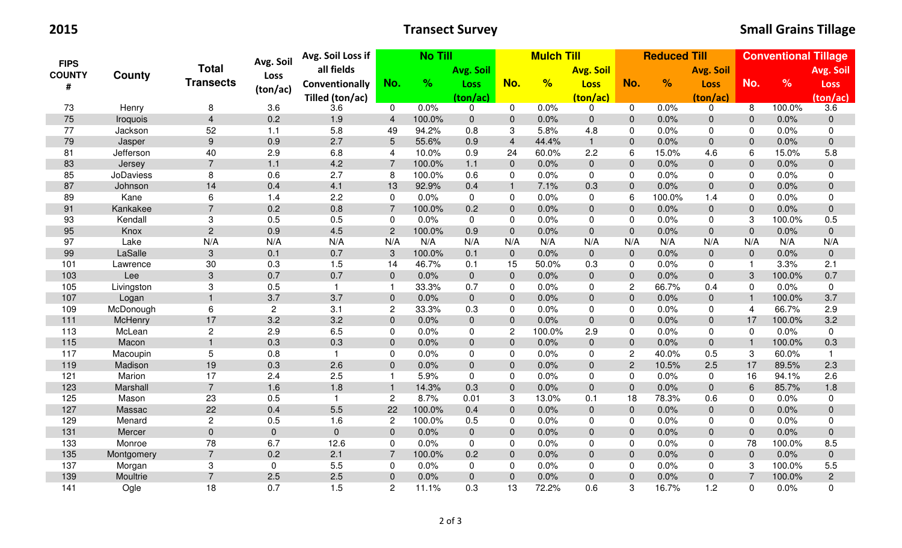**2015** **Transect Survey** **Small Grains Tillage**

| FIPS COUNTY # | County | Total Transects | Avg. Soil Loss (ton/ac) | Avg. Soil Loss if all fields Conventionally Tilled (ton/ac) | No Till | | | Mulch Till | | | Reduced Till | | | Conventional Tillage | | |
|---|---|---|---|---|---|---|---|---|---|---|---|---|---|---|---|---|
| | | | | | No. | % | Avg. Soil Loss (ton/ac) | No. | % | Avg. Soil Loss (ton/ac) | No. | % | Avg. Soil Loss (ton/ac) | No. | % | Avg. Soil Loss (ton/ac) |
| 73 | Henry | 8 | 3.6 | 3.6 | 0 | 0.0% | 0 | 0 | 0.0% | 0 | 0 | 0.0% | 0 | 8 | 100.0% | 3.6 |
| 75 | Iroquois | 4 | 0.2 | 1.9 | 4 | 100.0% | 0 | 0 | 0.0% | 0 | 0 | 0.0% | 0 | 0 | 0.0% | 0 |
| 77 | Jackson | 52 | 1.1 | 5.8 | 49 | 94.2% | 0.8 | 3 | 5.8% | 4.8 | 0 | 0.0% | 0 | 0 | 0.0% | 0 |
| 79 | Jasper | 9 | 0.9 | 2.7 | 5 | 55.6% | 0.9 | 4 | 44.4% | 1 | 0 | 0.0% | 0 | 0 | 0.0% | 0 |
| 81 | Jefferson | 40 | 2.9 | 6.8 | 4 | 10.0% | 0.9 | 24 | 60.0% | 2.2 | 6 | 15.0% | 4.6 | 6 | 15.0% | 5.8 |
| 83 | Jersey | 7 | 1.1 | 4.2 | 7 | 100.0% | 1.1 | 0 | 0.0% | 0 | 0 | 0.0% | 0 | 0 | 0.0% | 0 |
| 85 | JoDaviess | 8 | 0.6 | 2.7 | 8 | 100.0% | 0.6 | 0 | 0.0% | 0 | 0 | 0.0% | 0 | 0 | 0.0% | 0 |
| 87 | Johnson | 14 | 0.4 | 4.1 | 13 | 92.9% | 0.4 | 1 | 7.1% | 0.3 | 0 | 0.0% | 0 | 0 | 0.0% | 0 |
| 89 | Kane | 6 | 1.4 | 2.2 | 0 | 0.0% | 0 | 0 | 0.0% | 0 | 6 | 100.0% | 1.4 | 0 | 0.0% | 0 |
| 91 | Kankakee | 7 | 0.2 | 0.8 | 7 | 100.0% | 0.2 | 0 | 0.0% | 0 | 0 | 0.0% | 0 | 0 | 0.0% | 0 |
| 93 | Kendall | 3 | 0.5 | 0.5 | 0 | 0.0% | 0 | 0 | 0.0% | 0 | 0 | 0.0% | 0 | 3 | 100.0% | 0.5 |
| 95 | Knox | 2 | 0.9 | 4.5 | 2 | 100.0% | 0.9 | 0 | 0.0% | 0 | 0 | 0.0% | 0 | 0 | 0.0% | 0 |
| 97 | Lake | N/A | N/A | N/A | N/A | N/A | N/A | N/A | N/A | N/A | N/A | N/A | N/A | N/A | N/A | N/A |
| 99 | LaSalle | 3 | 0.1 | 0.7 | 3 | 100.0% | 0.1 | 0 | 0.0% | 0 | 0 | 0.0% | 0 | 0 | 0.0% | 0 |
| 101 | Lawrence | 30 | 0.3 | 1.5 | 14 | 46.7% | 0.1 | 15 | 50.0% | 0.3 | 0 | 0.0% | 0 | 1 | 3.3% | 2.1 |
| 103 | Lee | 3 | 0.7 | 0.7 | 0 | 0.0% | 0 | 0 | 0.0% | 0 | 0 | 0.0% | 0 | 3 | 100.0% | 0.7 |
| 105 | Livingston | 3 | 0.5 | 1 | 1 | 33.3% | 0.7 | 0 | 0.0% | 0 | 2 | 66.7% | 0.4 | 0 | 0.0% | 0 |
| 107 | Logan | 1 | 3.7 | 3.7 | 0 | 0.0% | 0 | 0 | 0.0% | 0 | 0 | 0.0% | 0 | 1 | 100.0% | 3.7 |
| 109 | McDonough | 6 | 2 | 3.1 | 2 | 33.3% | 0.3 | 0 | 0.0% | 0 | 0 | 0.0% | 0 | 4 | 66.7% | 2.9 |
| 111 | McHenry | 17 | 3.2 | 3.2 | 0 | 0.0% | 0 | 0 | 0.0% | 0 | 0 | 0.0% | 0 | 17 | 100.0% | 3.2 |
| 113 | McLean | 2 | 2.9 | 6.5 | 0 | 0.0% | 0 | 2 | 100.0% | 2.9 | 0 | 0.0% | 0 | 0 | 0.0% | 0 |
| 115 | Macon | 1 | 0.3 | 0.3 | 0 | 0.0% | 0 | 0 | 0.0% | 0 | 0 | 0.0% | 0 | 1 | 100.0% | 0.3 |
| 117 | Macoupin | 5 | 0.8 | 1 | 0 | 0.0% | 0 | 0 | 0.0% | 0 | 2 | 40.0% | 0.5 | 3 | 60.0% | 1 |
| 119 | Madison | 19 | 0.3 | 2.6 | 0 | 0.0% | 0 | 0 | 0.0% | 0 | 2 | 10.5% | 2.5 | 17 | 89.5% | 2.3 |
| 121 | Marion | 17 | 2.4 | 2.5 | 1 | 5.9% | 0 | 0 | 0.0% | 0 | 0 | 0.0% | 0 | 16 | 94.1% | 2.6 |
| 123 | Marshall | 7 | 1.6 | 1.8 | 1 | 14.3% | 0.3 | 0 | 0.0% | 0 | 0 | 0.0% | 0 | 6 | 85.7% | 1.8 |
| 125 | Mason | 23 | 0.5 | 1 | 2 | 8.7% | 0.01 | 3 | 13.0% | 0.1 | 18 | 78.3% | 0.6 | 0 | 0.0% | 0 |
| 127 | Massac | 22 | 0.4 | 5.5 | 22 | 100.0% | 0.4 | 0 | 0.0% | 0 | 0 | 0.0% | 0 | 0 | 0.0% | 0 |
| 129 | Menard | 2 | 0.5 | 1.6 | 2 | 100.0% | 0.5 | 0 | 0.0% | 0 | 0 | 0.0% | 0 | 0 | 0.0% | 0 |
| 131 | Mercer | 0 | 0 | 0 | 0 | 0.0% | 0 | 0 | 0.0% | 0 | 0 | 0.0% | 0 | 0 | 0.0% | 0 |
| 133 | Monroe | 78 | 6.7 | 12.6 | 0 | 0.0% | 0 | 0 | 0.0% | 0 | 0 | 0.0% | 0 | 78 | 100.0% | 8.5 |
| 135 | Montgomery | 7 | 0.2 | 2.1 | 7 | 100.0% | 0.2 | 0 | 0.0% | 0 | 0 | 0.0% | 0 | 0 | 0.0% | 0 |
| 137 | Morgan | 3 | 0 | 5.5 | 0 | 0.0% | 0 | 0 | 0.0% | 0 | 0 | 0.0% | 0 | 3 | 100.0% | 5.5 |
| 139 | Moultrie | 7 | 2.5 | 2.5 | 0 | 0.0% | 0 | 0 | 0.0% | 0 | 0 | 0.0% | 0 | 7 | 100.0% | 2 |
| 141 | Ogle | 18 | 0.7 | 1.5 | 2 | 11.1% | 0.3 | 13 | 72.2% | 0.6 | 3 | 16.7% | 1.2 | 0 | 0.0% | 0 |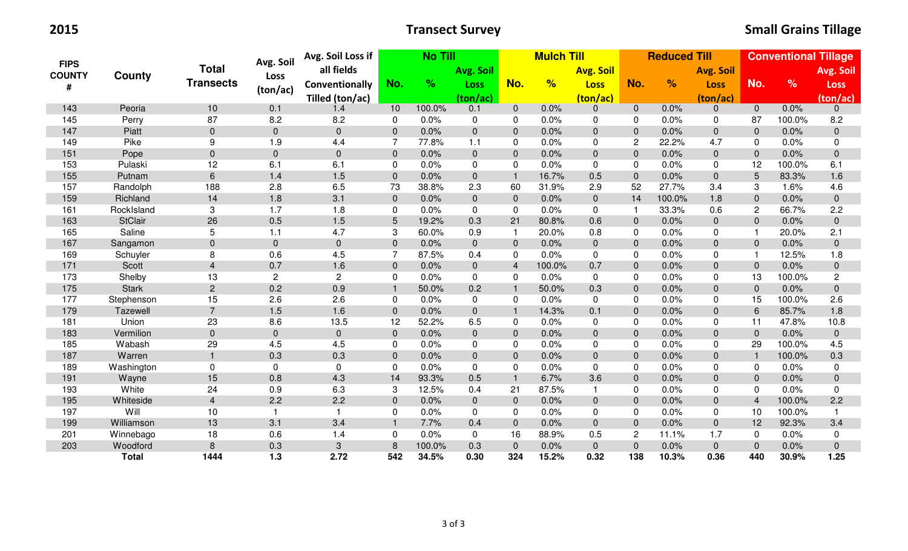**2015** **Transect Survey** **Small Grains Tillage**

| FIPS COUNTY # | County | Total Transects | Avg. Soil Loss (ton/ac) | Avg. Soil Loss if all fields Conventionally Tilled (ton/ac) | No Till | | | Mulch Till | | | Reduced Till | | | Conventional Tillage | | |
|---|---|---|---|---|---|---|---|---|---|---|---|---|---|---|---|---|
| | | | | | No. | % | Avg. Soil Loss (ton/ac) | No. | % | Avg. Soil Loss (ton/ac) | No. | % | Avg. Soil Loss (ton/ac) | No. | % | Avg. Soil Loss (ton/ac) |
| 143 | Peoria | 10 | 0.1 | 1.4 | 10 | 100.0% | 0.1 | 0 | 0.0% | 0 | 0 | 0.0% | 0 | 0 | 0.0% | 0 |
| 145 | Perry | 87 | 8.2 | 8.2 | 0 | 0.0% | 0 | 0 | 0.0% | 0 | 0 | 0.0% | 0 | 87 | 100.0% | 8.2 |
| 147 | Piatt | 0 | 0 | 0 | 0 | 0.0% | 0 | 0 | 0.0% | 0 | 0 | 0.0% | 0 | 0 | 0.0% | 0 |
| 149 | Pike | 9 | 1.9 | 4.4 | 7 | 77.8% | 1.1 | 0 | 0.0% | 0 | 2 | 22.2% | 4.7 | 0 | 0.0% | 0 |
| 151 | Pope | 0 | 0 | 0 | 0 | 0.0% | 0 | 0 | 0.0% | 0 | 0 | 0.0% | 0 | 0 | 0.0% | 0 |
| 153 | Pulaski | 12 | 6.1 | 6.1 | 0 | 0.0% | 0 | 0 | 0.0% | 0 | 0 | 0.0% | 0 | 12 | 100.0% | 6.1 |
| 155 | Putnam | 6 | 1.4 | 1.5 | 0 | 0.0% | 0 | 1 | 16.7% | 0.5 | 0 | 0.0% | 0 | 5 | 83.3% | 1.6 |
| 157 | Randolph | 188 | 2.8 | 6.5 | 73 | 38.8% | 2.3 | 60 | 31.9% | 2.9 | 52 | 27.7% | 3.4 | 3 | 1.6% | 4.6 |
| 159 | Richland | 14 | 1.8 | 3.1 | 0 | 0.0% | 0 | 0 | 0.0% | 0 | 14 | 100.0% | 1.8 | 0 | 0.0% | 0 |
| 161 | RockIsland | 3 | 1.7 | 1.8 | 0 | 0.0% | 0 | 0 | 0.0% | 0 | 1 | 33.3% | 0.6 | 2 | 66.7% | 2.2 |
| 163 | StClair | 26 | 0.5 | 1.5 | 5 | 19.2% | 0.3 | 21 | 80.8% | 0.6 | 0 | 0.0% | 0 | 0 | 0.0% | 0 |
| 165 | Saline | 5 | 1.1 | 4.7 | 3 | 60.0% | 0.9 | 1 | 20.0% | 0.8 | 0 | 0.0% | 0 | 1 | 20.0% | 2.1 |
| 167 | Sangamon | 0 | 0 | 0 | 0 | 0.0% | 0 | 0 | 0.0% | 0 | 0 | 0.0% | 0 | 0 | 0.0% | 0 |
| 169 | Schuyler | 8 | 0.6 | 4.5 | 7 | 87.5% | 0.4 | 0 | 0.0% | 0 | 0 | 0.0% | 0 | 1 | 12.5% | 1.8 |
| 171 | Scott | 4 | 0.7 | 1.6 | 0 | 0.0% | 0 | 4 | 100.0% | 0.7 | 0 | 0.0% | 0 | 0 | 0.0% | 0 |
| 173 | Shelby | 13 | 2 | 2 | 0 | 0.0% | 0 | 0 | 0.0% | 0 | 0 | 0.0% | 0 | 13 | 100.0% | 2 |
| 175 | Stark | 2 | 0.2 | 0.9 | 1 | 50.0% | 0.2 | 1 | 50.0% | 0.3 | 0 | 0.0% | 0 | 0 | 0.0% | 0 |
| 177 | Stephenson | 15 | 2.6 | 2.6 | 0 | 0.0% | 0 | 0 | 0.0% | 0 | 0 | 0.0% | 0 | 15 | 100.0% | 2.6 |
| 179 | Tazewell | 7 | 1.5 | 1.6 | 0 | 0.0% | 0 | 1 | 14.3% | 0.1 | 0 | 0.0% | 0 | 6 | 85.7% | 1.8 |
| 181 | Union | 23 | 8.6 | 13.5 | 12 | 52.2% | 6.5 | 0 | 0.0% | 0 | 0 | 0.0% | 0 | 11 | 47.8% | 10.8 |
| 183 | Vermilion | 0 | 0 | 0 | 0 | 0.0% | 0 | 0 | 0.0% | 0 | 0 | 0.0% | 0 | 0 | 0.0% | 0 |
| 185 | Wabash | 29 | 4.5 | 4.5 | 0 | 0.0% | 0 | 0 | 0.0% | 0 | 0 | 0.0% | 0 | 29 | 100.0% | 4.5 |
| 187 | Warren | 1 | 0.3 | 0.3 | 0 | 0.0% | 0 | 0 | 0.0% | 0 | 0 | 0.0% | 0 | 1 | 100.0% | 0.3 |
| 189 | Washington | 0 | 0 | 0 | 0 | 0.0% | 0 | 0 | 0.0% | 0 | 0 | 0.0% | 0 | 0 | 0.0% | 0 |
| 191 | Wayne | 15 | 0.8 | 4.3 | 14 | 93.3% | 0.5 | 1 | 6.7% | 3.6 | 0 | 0.0% | 0 | 0 | 0.0% | 0 |
| 193 | White | 24 | 0.9 | 6.3 | 3 | 12.5% | 0.4 | 21 | 87.5% | 1 | 0 | 0.0% | 0 | 0 | 0.0% | 0 |
| 195 | Whiteside | 4 | 2.2 | 2.2 | 0 | 0.0% | 0 | 0 | 0.0% | 0 | 0 | 0.0% | 0 | 4 | 100.0% | 2.2 |
| 197 | Will | 10 | 1 | 1 | 0 | 0.0% | 0 | 0 | 0.0% | 0 | 0 | 0.0% | 0 | 10 | 100.0% | 1 |
| 199 | Williamson | 13 | 3.1 | 3.4 | 1 | 7.7% | 0.4 | 0 | 0.0% | 0 | 0 | 0.0% | 0 | 12 | 92.3% | 3.4 |
| 201 | Winnebago | 18 | 0.6 | 1.4 | 0 | 0.0% | 0 | 16 | 88.9% | 0.5 | 2 | 11.1% | 1.7 | 0 | 0.0% | 0 |
| 203 | Woodford | 8 | 0.3 | 3 | 8 | 100.0% | 0.3 | 0 | 0.0% | 0 | 0 | 0.0% | 0 | 0 | 0.0% | 0 |
| | **Total** | **1444** | **1.3** | **2.72** | **542** | **34.5%** | **0.30** | **324** | **15.2%** | **0.32** | **138** | **10.3%** | **0.36** | **440** | **30.9%** | **1.25** |